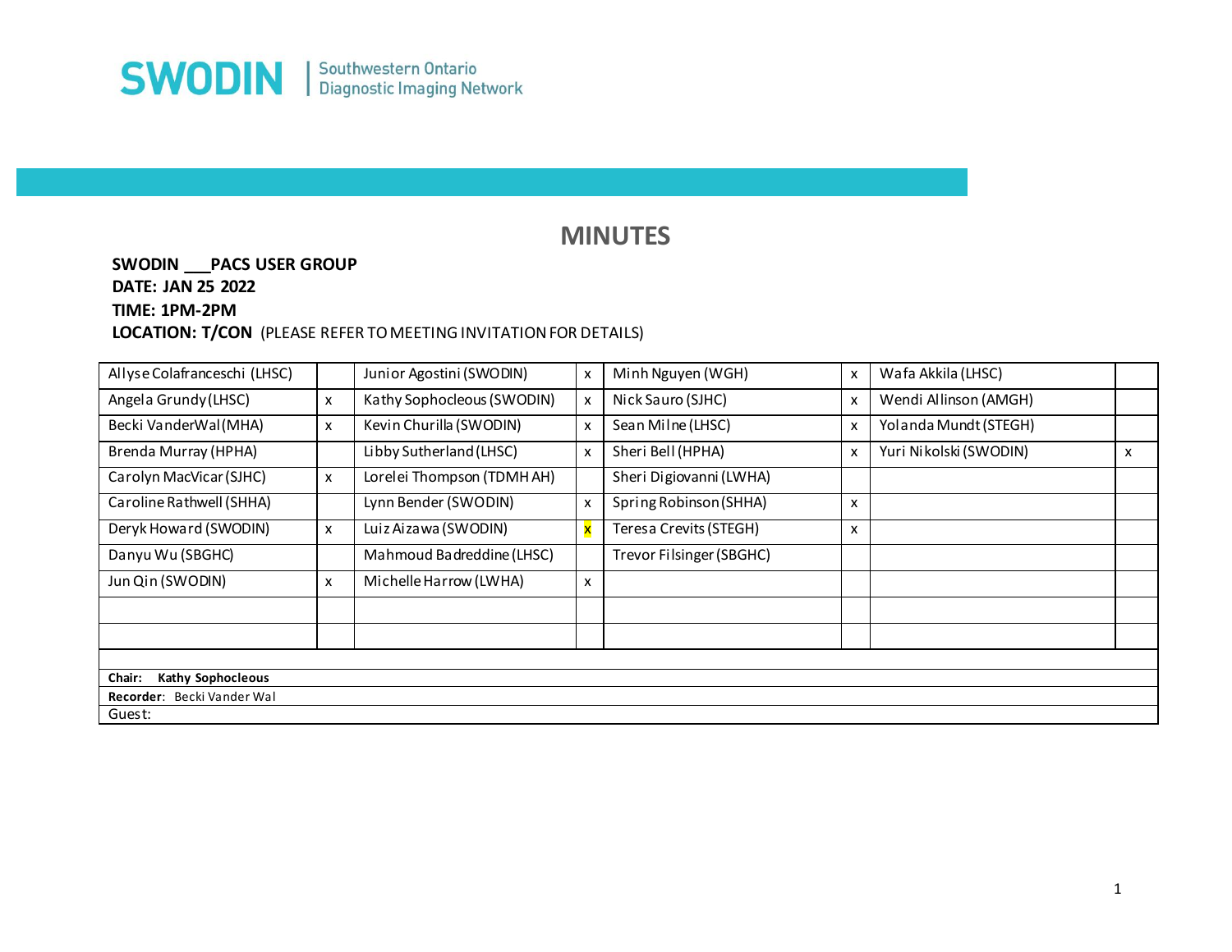SWODIN | Southwestern Ontario Diagnostic Imaging Network

# MINUTES

**SWODIN \_\_\_PACS USER GROUP**
**DATE: JAN 25 2022**
**TIME: 1PM-2PM**
**LOCATION: T/CON** (PLEASE REFER TO MEETING INVITATION FOR DETAILS)

| | | | | | | | |
|---|---|---|---|---|---|---|---|
| Allyse Colafranceschi (LHSC) | | Junior Agostini (SWODIN) | x | Minh Nguyen (WGH) | x | Wafa Akkila (LHSC) | |
| Angela Grundy (LHSC) | x | Kathy Sophocleous (SWODIN) | x | Nick Sauro (SJHC) | x | Wendi Allinson (AMGH) | |
| Becki VanderWal (MHA) | x | Kevin Churilla (SWODIN) | x | Sean Milne (LHSC) | x | Yolanda Mundt (STEGH) | |
| Brenda Murray (HPHA) | | Libby Sutherland (LHSC) | x | Sheri Bell (HPHA) | x | Yuri Nikolski (SWODIN) | x |
| Carolyn MacVicar (SJHC) | x | Lorelei Thompson (TDMH AH) | | Sheri Digiovanni (LWHA) | | | |
| Caroline Rathwell (SHHA) | | Lynn Bender (SWODIN) | x | Spring Robinson (SHHA) | x | | |
| Deryk Howard (SWODIN) | x | Luiz Aizawa (SWODIN) | x | Teresa Crevits (STEGH) | x | | |
| Danyu Wu (SBGHC) | | Mahmoud Badreddine (LHSC) | | Trevor Filsinger (SBGHC) | | | |
| Jun Qin (SWODIN) | x | Michelle Harrow (LWHA) | x | | | | |
| | | | | | | | |
| | | | | | | | |

**Chair: Kathy Sophocleous**
**Recorder**: Becki Vander Wal
Guest: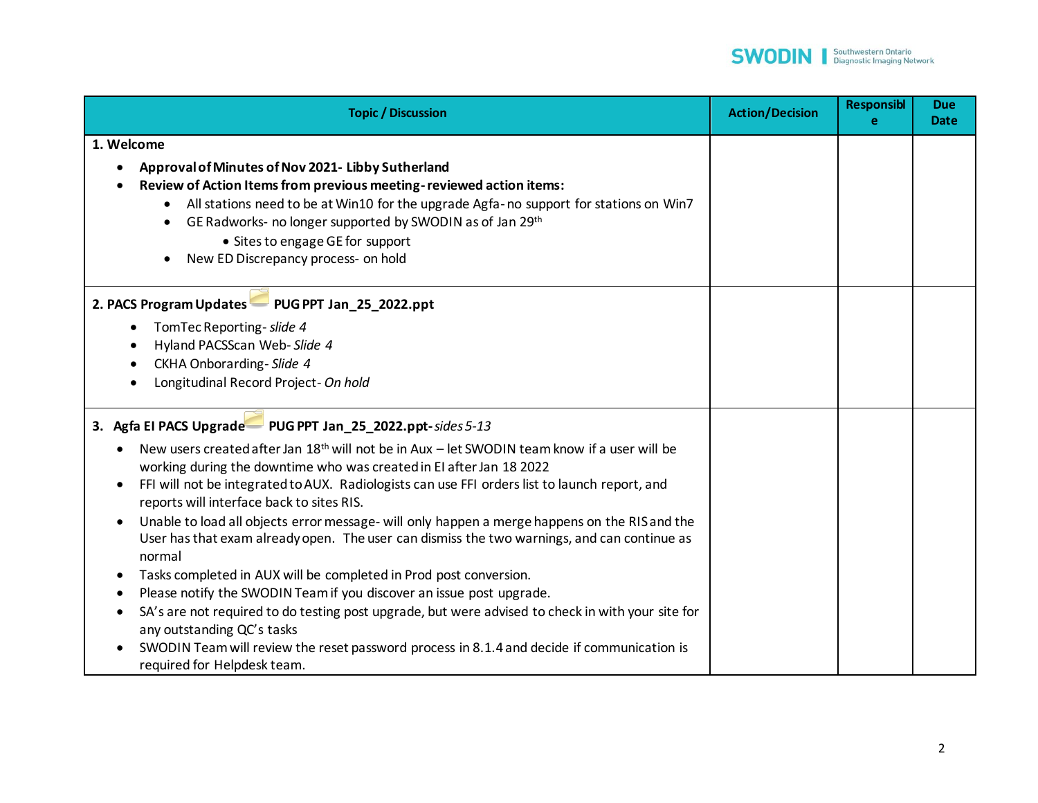| Topic / Discussion | Action/Decision | Responsible | Due Date |
|---|---|---|---|
| **1. Welcome**<br>• **Approval of Minutes of Nov 2021- Libby Sutherland**<br>• **Review of Action Items from previous meeting- reviewed action items:**<br>&nbsp;&nbsp;&nbsp;&nbsp;• All stations need to be at Win10 for the upgrade Agfa- no support for stations on Win7<br>&nbsp;&nbsp;&nbsp;&nbsp;• GE Radworks- no longer supported by SWODIN as of Jan 29th<br>&nbsp;&nbsp;&nbsp;&nbsp;&nbsp;&nbsp;&nbsp;&nbsp;• Sites to engage GE for support<br>&nbsp;&nbsp;&nbsp;&nbsp;• New ED Discrepancy process- on hold | | | |
| **2. PACS Program Updates PUG PPT Jan_25_2022.ppt**<br>• TomTec Reporting- *slide 4*<br>• Hyland PACSScan Web- *Slide 4*<br>• CKHA Onborarding- *Slide 4*<br>• Longitudinal Record Project- *On hold* | | | |
| **3. Agfa EI PACS Upgrade PUG PPT Jan_25_2022.ppt-** *sides 5-13*<br>• New users created after Jan 18th will not be in Aux – let SWODIN team know if a user will be working during the downtime who was created in EI after Jan 18 2022<br>• FFI will not be integrated to AUX. Radiologists can use FFI orders list to launch report, and reports will interface back to sites RIS.<br>• Unable to load all objects error message- will only happen a merge happens on the RIS and the User has that exam already open. The user can dismiss the two warnings, and can continue as normal<br>• Tasks completed in AUX will be completed in Prod post conversion.<br>• Please notify the SWODIN Team if you discover an issue post upgrade.<br>• SA's are not required to do testing post upgrade, but were advised to check in with your site for any outstanding QC's tasks<br>• SWODIN Team will review the reset password process in 8.1.4 and decide if communication is required for Helpdesk team. | | | |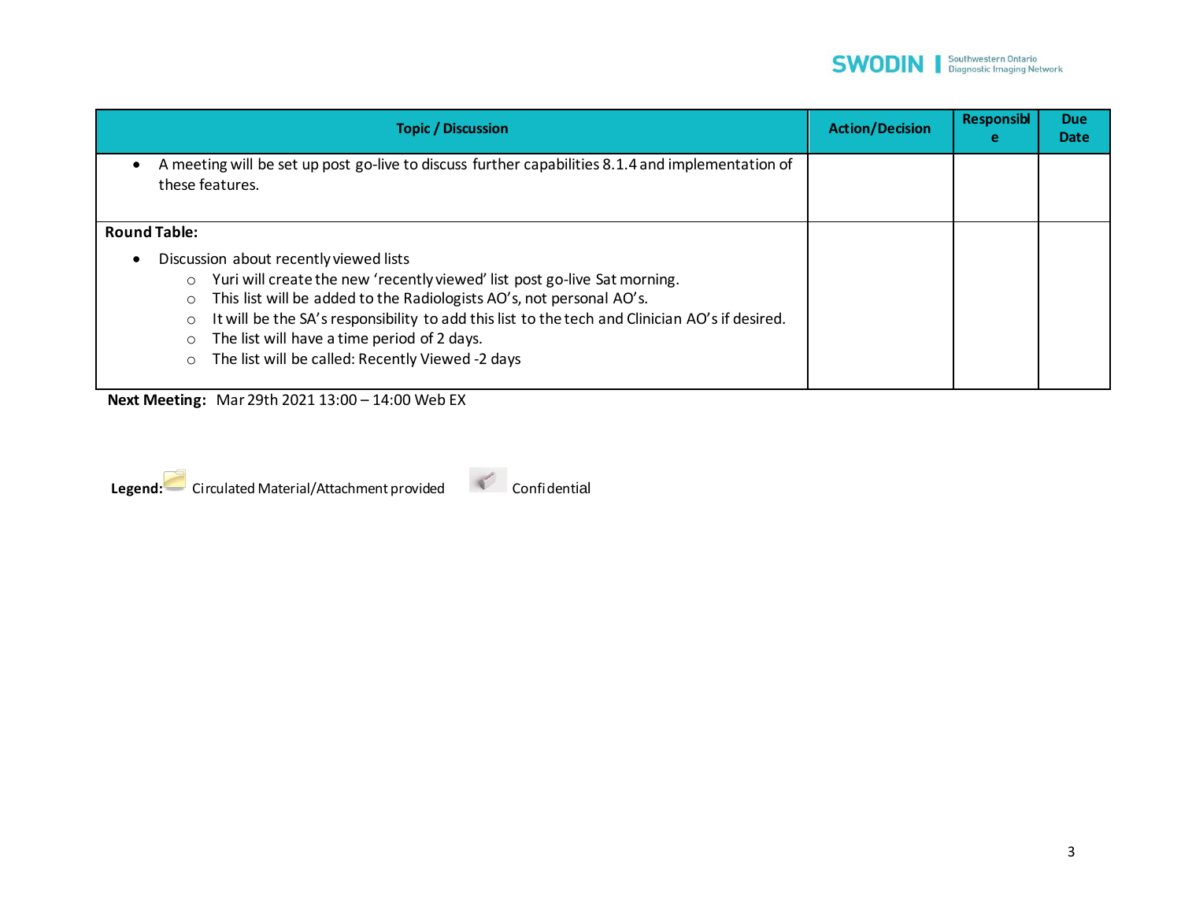| Topic / Discussion | Action/Decision | Responsible | Due Date |
|---|---|---|---|
| • A meeting will be set up post go-live to discuss further capabilities 8.1.4 and implementation of these features. | | | |
| **Round Table:**<br>• Discussion about recently viewed lists<br>&nbsp;&nbsp;○ Yuri will create the new ‘recently viewed’ list post go-live Sat morning.<br>&nbsp;&nbsp;○ This list will be added to the Radiologists AO’s, not personal AO’s.<br>&nbsp;&nbsp;○ It will be the SA’s responsibility to add this list to the tech and Clinician AO’s if desired.<br>&nbsp;&nbsp;○ The list will have a time period of 2 days.<br>&nbsp;&nbsp;○ The list will be called: Recently Viewed -2 days | | | |

**Next Meeting:** Mar 29th 2021 13:00 – 14:00 Web EX

**Legend:** Circulated Material/Attachment provided Confidential